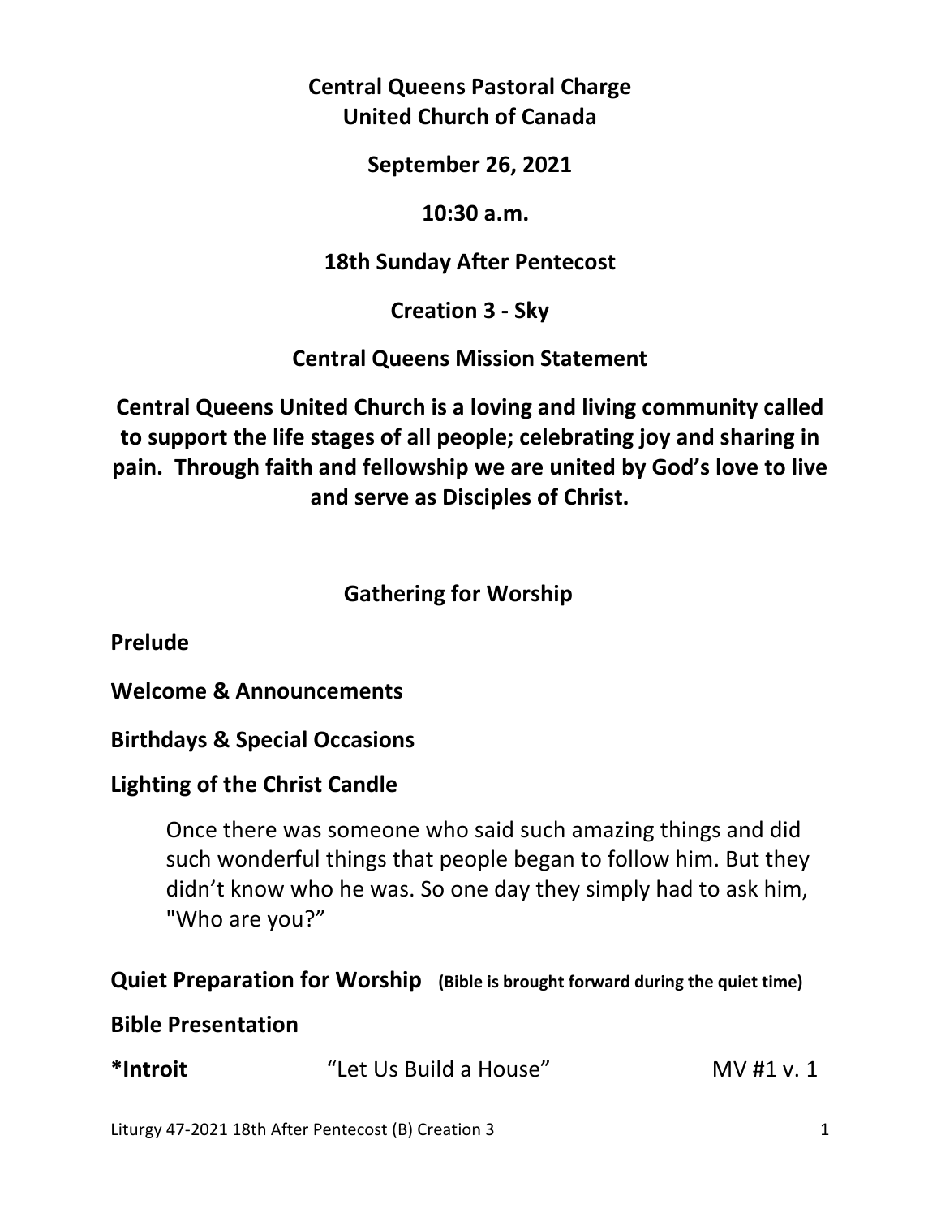**Central Queens Pastoral Charge**
**United Church of Canada**

**September 26, 2021**

**10:30 a.m.**

**18th Sunday After Pentecost**

**Creation 3 - Sky**

**Central Queens Mission Statement**

**Central Queens United Church is a loving and living community called to support the life stages of all people; celebrating joy and sharing in pain. Through faith and fellowship we are united by God's love to live and serve as Disciples of Christ.**

## Gathering for Worship

**Prelude**

**Welcome & Announcements**

**Birthdays & Special Occasions**

**Lighting of the Christ Candle**

> Once there was someone who said such amazing things and did such wonderful things that people began to follow him. But they didn't know who he was. So one day they simply had to ask him, "Who are you?"

**Quiet Preparation for Worship** **(Bible is brought forward during the quiet time)**

**Bible Presentation**

**\*Introit** "Let Us Build a House" MV #1 v. 1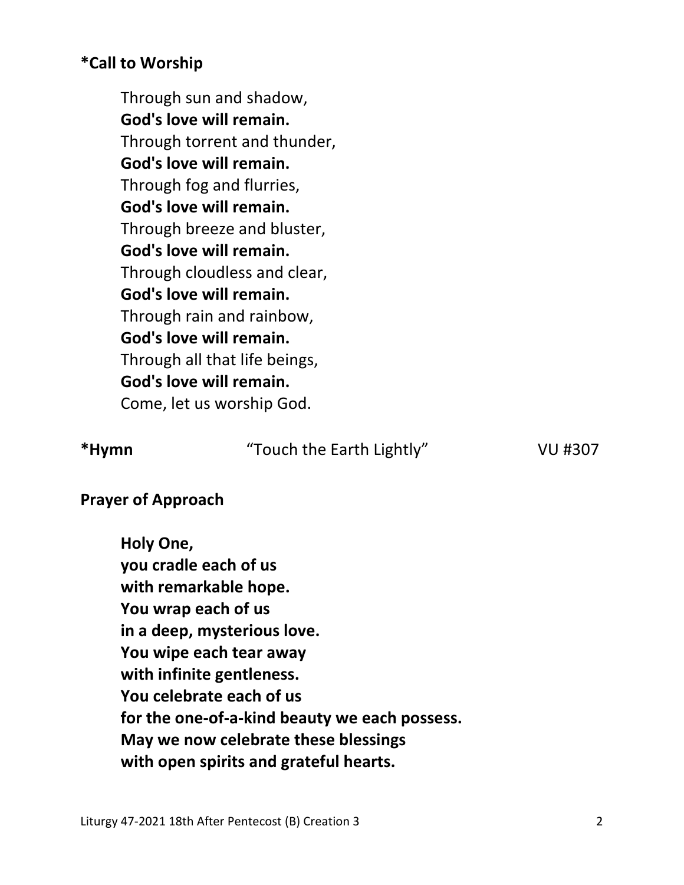**\*Call to Worship**

Through sun and shadow,
**God's love will remain.**
Through torrent and thunder,
**God's love will remain.**
Through fog and flurries,
**God's love will remain.**
Through breeze and bluster,
**God's love will remain.**
Through cloudless and clear,
**God's love will remain.**
Through rain and rainbow,
**God's love will remain.**
Through all that life beings,
**God's love will remain.**
Come, let us worship God.

**\*Hymn** "Touch the Earth Lightly" VU #307

**Prayer of Approach**

**Holy One,**
**you cradle each of us**
**with remarkable hope.**
**You wrap each of us**
**in a deep, mysterious love.**
**You wipe each tear away**
**with infinite gentleness.**
**You celebrate each of us**
**for the one-of-a-kind beauty we each possess.**
**May we now celebrate these blessings**
**with open spirits and grateful hearts.**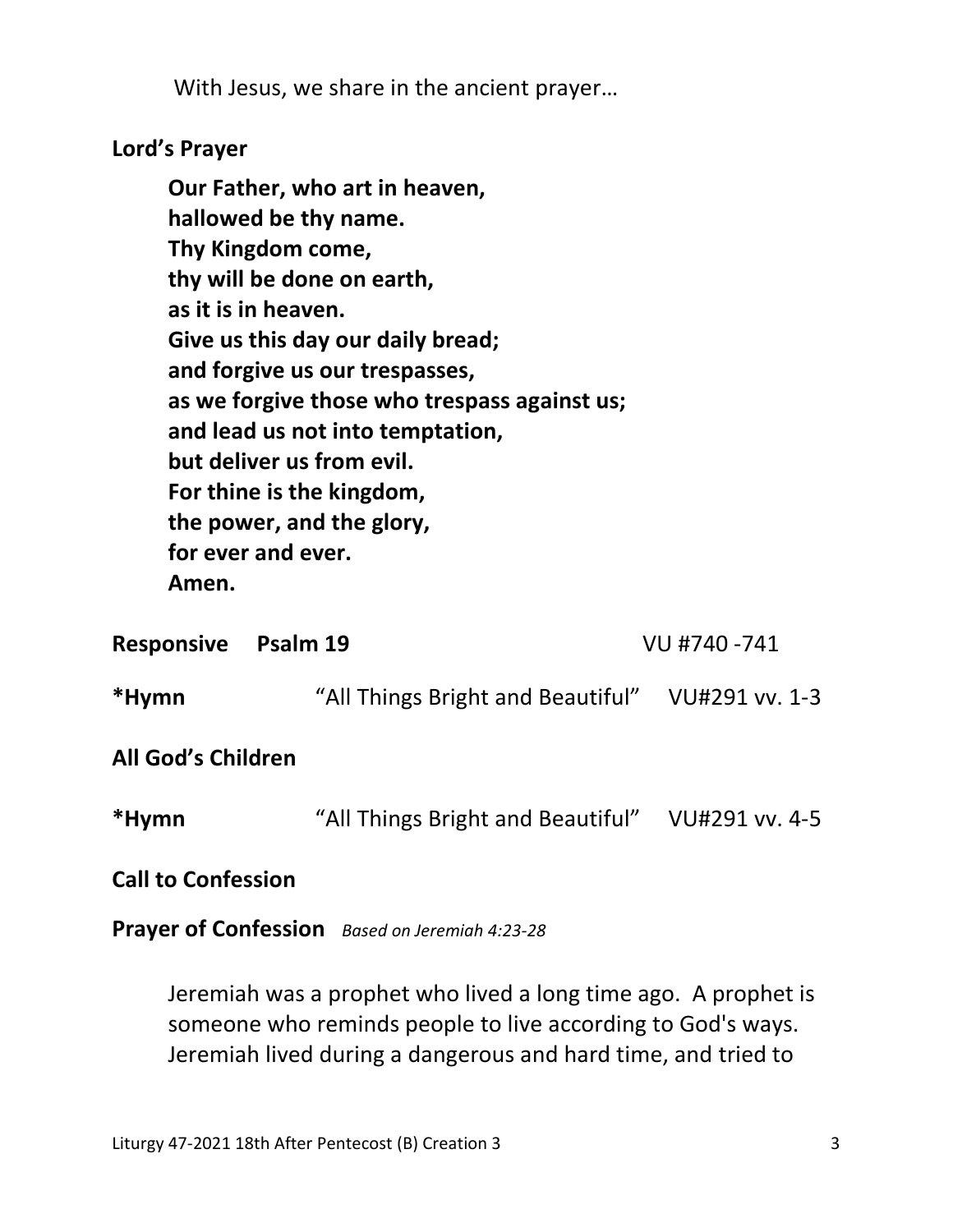With Jesus, we share in the ancient prayer…

**Lord's Prayer**

> **Our Father, who art in heaven,**
> **hallowed be thy name.**
> **Thy Kingdom come,**
> **thy will be done on earth,**
> **as it is in heaven.**
> **Give us this day our daily bread;**
> **and forgive us our trespasses,**
> **as we forgive those who trespass against us;**
> **and lead us not into temptation,**
> **but deliver us from evil.**
> **For thine is the kingdom,**
> **the power, and the glory,**
> **for ever and ever.**
> **Amen.**

**Responsive Psalm 19** VU #740 -741

**\*Hymn** "All Things Bright and Beautiful" VU#291 vv. 1-3

**All God's Children**

**\*Hymn** "All Things Bright and Beautiful" VU#291 vv. 4-5

**Call to Confession**

**Prayer of Confession** *Based on Jeremiah 4:23-28*

Jeremiah was a prophet who lived a long time ago. A prophet is someone who reminds people to live according to God's ways. Jeremiah lived during a dangerous and hard time, and tried to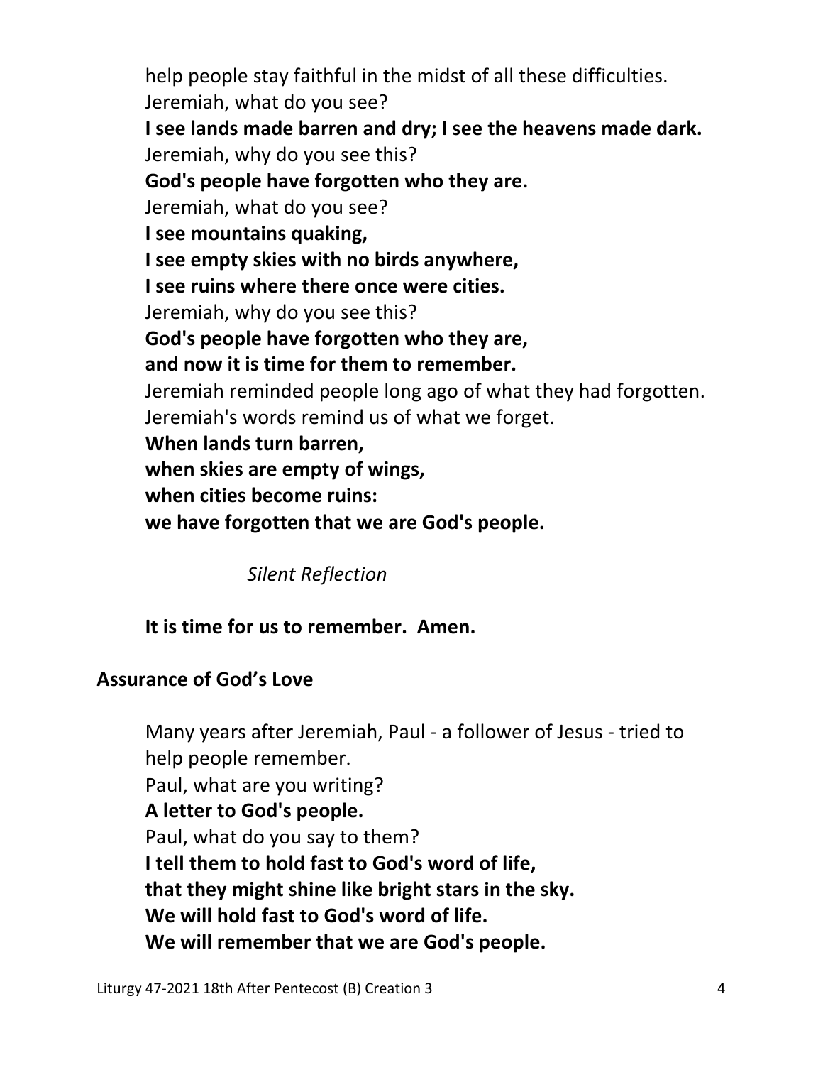help people stay faithful in the midst of all these difficulties.
Jeremiah, what do you see?
**I see lands made barren and dry; I see the heavens made dark.**
Jeremiah, why do you see this?
**God's people have forgotten who they are.**
Jeremiah, what do you see?
**I see mountains quaking,**
**I see empty skies with no birds anywhere,**
**I see ruins where there once were cities.**
Jeremiah, why do you see this?
**God's people have forgotten who they are,**
**and now it is time for them to remember.**
Jeremiah reminded people long ago of what they had forgotten.
Jeremiah's words remind us of what we forget.
**When lands turn barren,**
**when skies are empty of wings,**
**when cities become ruins:**
**we have forgotten that we are God's people.**

*Silent Reflection*

**It is time for us to remember. Amen.**

## Assurance of God's Love

Many years after Jeremiah, Paul - a follower of Jesus - tried to help people remember.
Paul, what are you writing?
**A letter to God's people.**
Paul, what do you say to them?
**I tell them to hold fast to God's word of life,**
**that they might shine like bright stars in the sky.**
**We will hold fast to God's word of life.**
**We will remember that we are God's people.**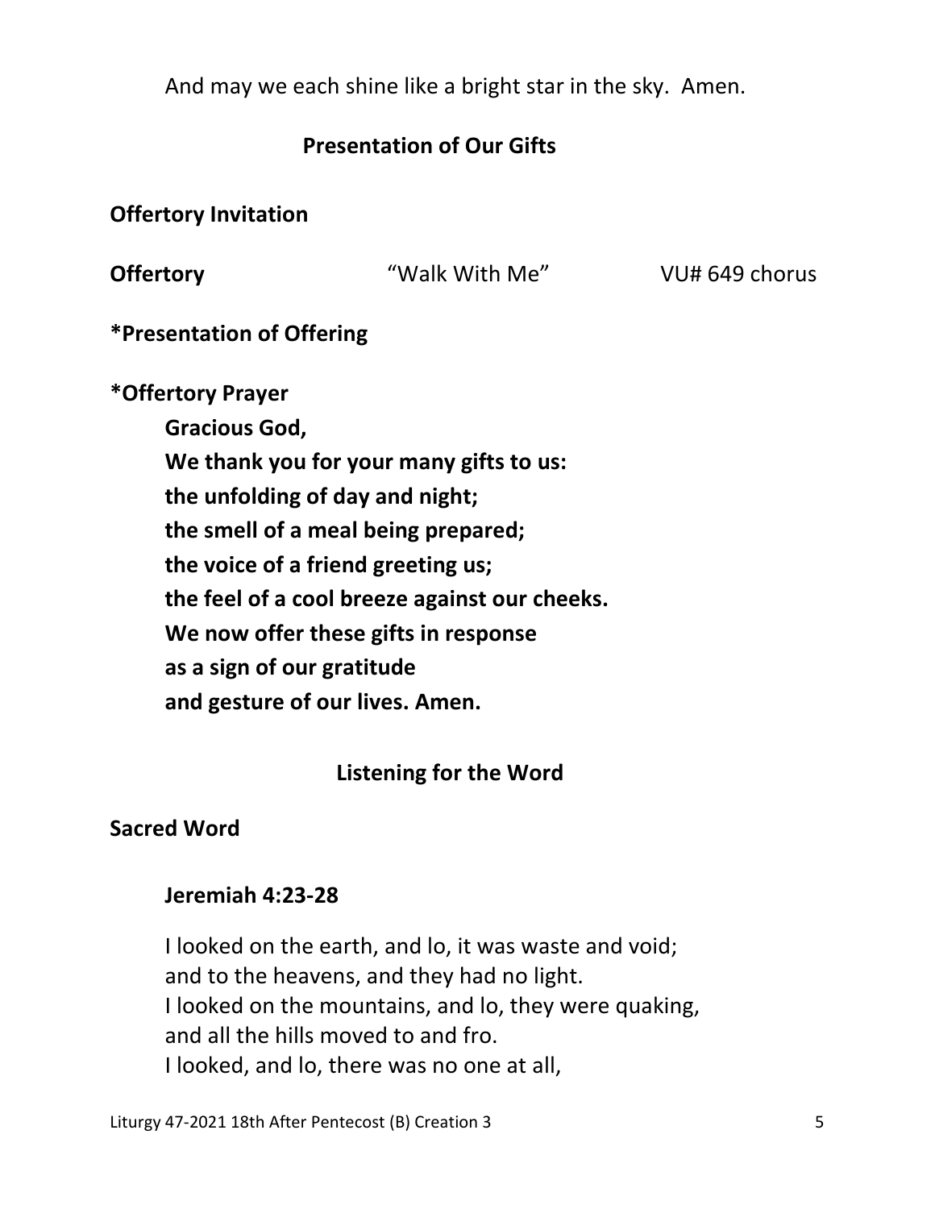And may we each shine like a bright star in the sky. Amen.

## Presentation of Our Gifts

**Offertory Invitation**

**Offertory** "Walk With Me" VU# 649 chorus

***Presentation of Offering**

***Offertory Prayer**

**Gracious God,**
**We thank you for your many gifts to us:**
**the unfolding of day and night;**
**the smell of a meal being prepared;**
**the voice of a friend greeting us;**
**the feel of a cool breeze against our cheeks.**
**We now offer these gifts in response**
**as a sign of our gratitude**
**and gesture of our lives. Amen.**

## Listening for the Word

**Sacred Word**

**Jeremiah 4:23-28**

I looked on the earth, and lo, it was waste and void;
and to the heavens, and they had no light.
I looked on the mountains, and lo, they were quaking,
and all the hills moved to and fro.
I looked, and lo, there was no one at all,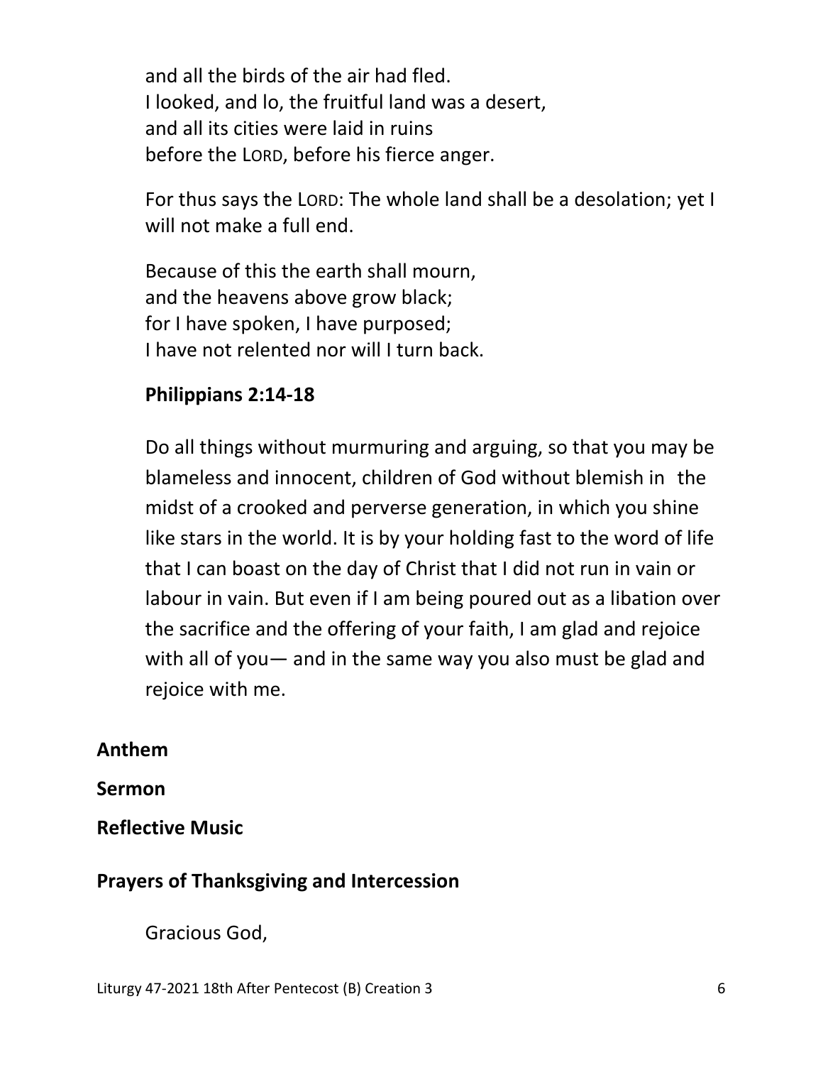and all the birds of the air had fled.  
I looked, and lo, the fruitful land was a desert,  
and all its cities were laid in ruins  
before the LORD, before his fierce anger.

For thus says the LORD: The whole land shall be a desolation; yet I will not make a full end.

Because of this the earth shall mourn,  
and the heavens above grow black;  
for I have spoken, I have purposed;  
I have not relented nor will I turn back.

**Philippians 2:14-18**

Do all things without murmuring and arguing, so that you may be blameless and innocent, children of God without blemish in the midst of a crooked and perverse generation, in which you shine like stars in the world. It is by your holding fast to the word of life that I can boast on the day of Christ that I did not run in vain or labour in vain. But even if I am being poured out as a libation over the sacrifice and the offering of your faith, I am glad and rejoice with all of you— and in the same way you also must be glad and rejoice with me.

**Anthem**

**Sermon**

**Reflective Music**

**Prayers of Thanksgiving and Intercession**

Gracious God,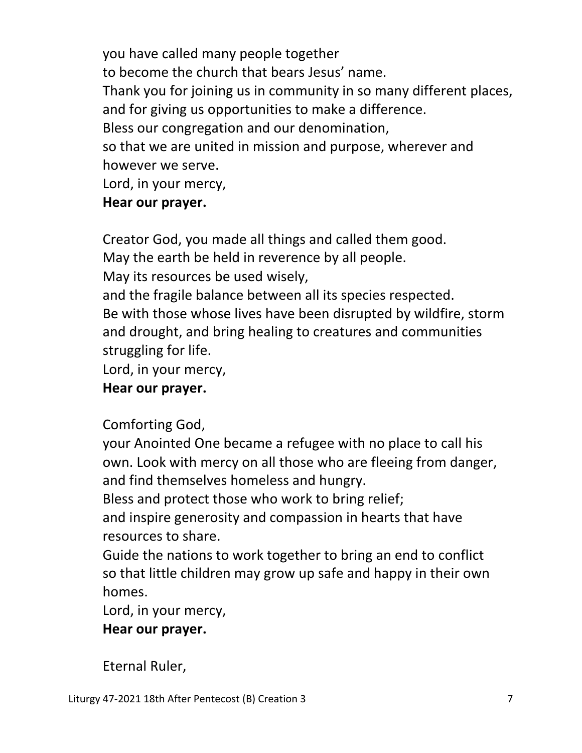you have called many people together
to become the church that bears Jesus' name.
Thank you for joining us in community in so many different places,
and for giving us opportunities to make a difference.
Bless our congregation and our denomination,
so that we are united in mission and purpose, wherever and however we serve.
Lord, in your mercy,
**Hear our prayer.**

Creator God, you made all things and called them good.
May the earth be held in reverence by all people.
May its resources be used wisely,
and the fragile balance between all its species respected.
Be with those whose lives have been disrupted by wildfire, storm and drought, and bring healing to creatures and communities struggling for life.
Lord, in your mercy,
**Hear our prayer.**

Comforting God,
your Anointed One became a refugee with no place to call his own. Look with mercy on all those who are fleeing from danger, and find themselves homeless and hungry.
Bless and protect those who work to bring relief;
and inspire generosity and compassion in hearts that have resources to share.
Guide the nations to work together to bring an end to conflict so that little children may grow up safe and happy in their own homes.
Lord, in your mercy,
**Hear our prayer.**

Eternal Ruler,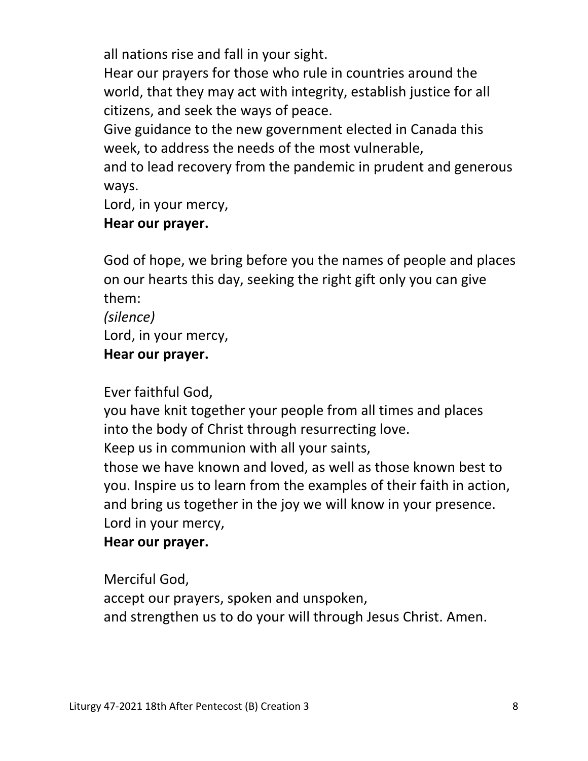all nations rise and fall in your sight.
Hear our prayers for those who rule in countries around the world, that they may act with integrity, establish justice for all citizens, and seek the ways of peace.
Give guidance to the new government elected in Canada this week, to address the needs of the most vulnerable,
and to lead recovery from the pandemic in prudent and generous ways.
Lord, in your mercy,
**Hear our prayer.**

God of hope, we bring before you the names of people and places on our hearts this day, seeking the right gift only you can give them:
*(silence)*
Lord, in your mercy,
**Hear our prayer.**

Ever faithful God,
you have knit together your people from all times and places into the body of Christ through resurrecting love.
Keep us in communion with all your saints,
those we have known and loved, as well as those known best to you. Inspire us to learn from the examples of their faith in action, and bring us together in the joy we will know in your presence.
Lord in your mercy,
**Hear our prayer.**

Merciful God,
accept our prayers, spoken and unspoken,
and strengthen us to do your will through Jesus Christ. Amen.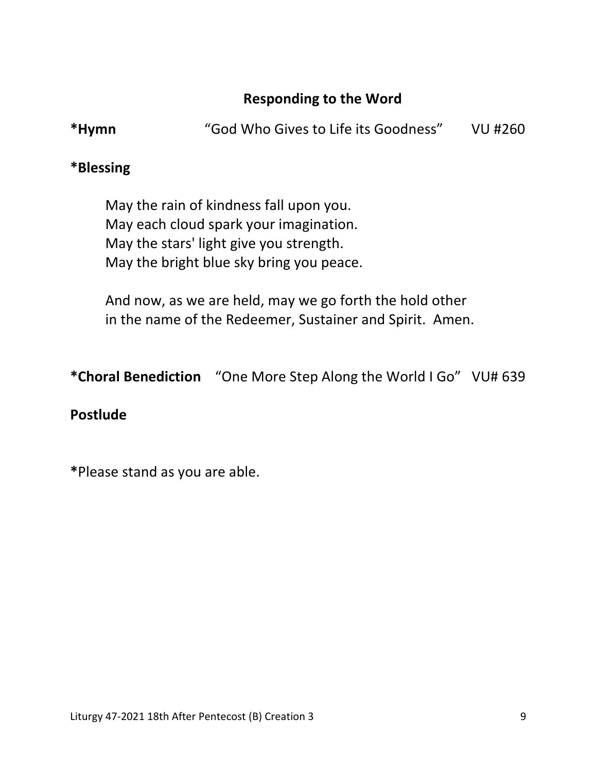## Responding to the Word

**\*Hymn** “God Who Gives to Life its Goodness” VU #260

**\*Blessing**

May the rain of kindness fall upon you.
May each cloud spark your imagination.
May the stars' light give you strength.
May the bright blue sky bring you peace.

And now, as we are held, may we go forth the hold other
in the name of the Redeemer, Sustainer and Spirit. Amen.

**\*Choral Benediction** “One More Step Along the World I Go” VU# 639

**Postlude**

**\***Please stand as you are able.